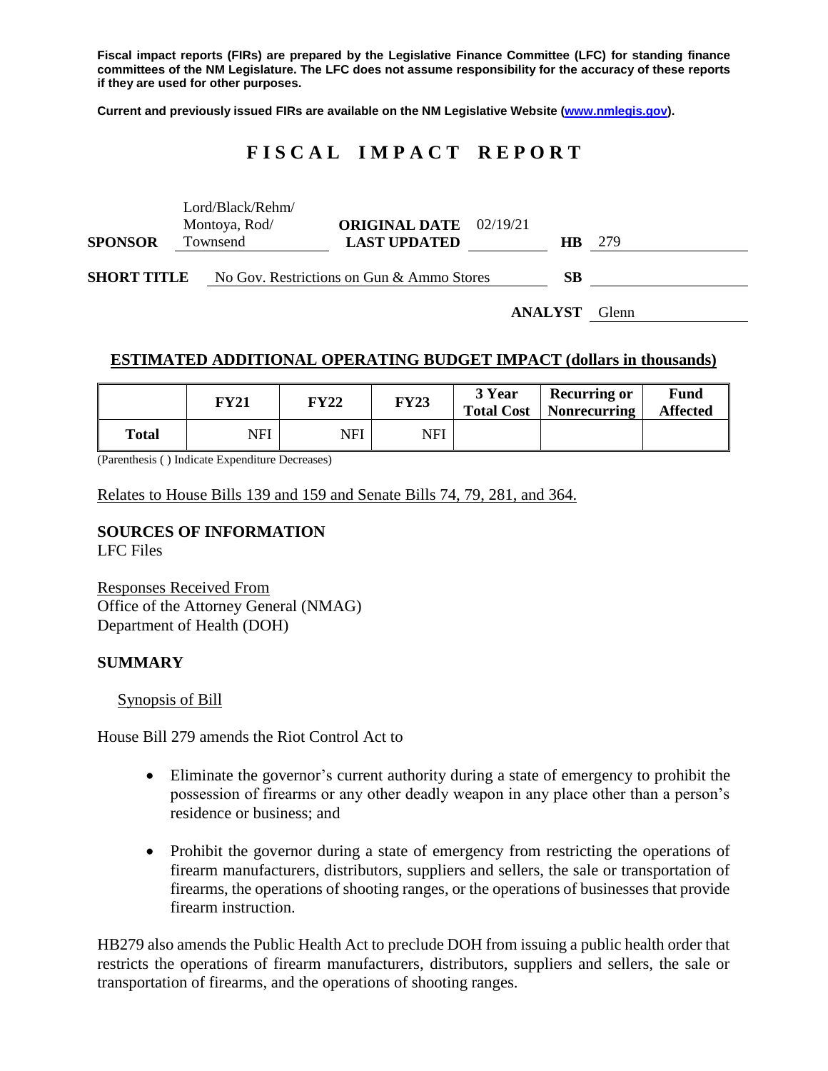**Fiscal impact reports (FIRs) are prepared by the Legislative Finance Committee (LFC) for standing finance committees of the NM Legislature. The LFC does not assume responsibility for the accuracy of these reports if they are used for other purposes.**

**Current and previously issued FIRs are available on the NM Legislative Website (www.nmlegis.gov).**

# FISCAL IMPACT REPORT

| | | | | | |
|---|---|---|---|---|---|
| **SPONSOR** | Lord/Black/Rehm/ Montoya, Rod/ Townsend | **ORIGINAL DATE** **LAST UPDATED** | 02/19/21 | **HB** | 279 |
| **SHORT TITLE** | No Gov. Restrictions on Gun & Ammo Stores | | | **SB** | |
| | | | | **ANALYST** | Glenn |

## ESTIMATED ADDITIONAL OPERATING BUDGET IMPACT (dollars in thousands)

| | FY21 | FY22 | FY23 | 3 Year Total Cost | Recurring or Nonrecurring | Fund Affected |
|---|---|---|---|---|---|---|
| **Total** | NFI | NFI | NFI | | | |

(Parenthesis ( ) Indicate Expenditure Decreases)

Relates to House Bills 139 and 159 and Senate Bills 74, 79, 281, and 364.

### SOURCES OF INFORMATION

LFC Files

Responses Received From
Office of the Attorney General (NMAG)
Department of Health (DOH)

### SUMMARY

Synopsis of Bill

House Bill 279 amends the Riot Control Act to

- Eliminate the governor's current authority during a state of emergency to prohibit the possession of firearms or any other deadly weapon in any place other than a person's residence or business; and
- Prohibit the governor during a state of emergency from restricting the operations of firearm manufacturers, distributors, suppliers and sellers, the sale or transportation of firearms, the operations of shooting ranges, or the operations of businesses that provide firearm instruction.

HB279 also amends the Public Health Act to preclude DOH from issuing a public health order that restricts the operations of firearm manufacturers, distributors, suppliers and sellers, the sale or transportation of firearms, and the operations of shooting ranges.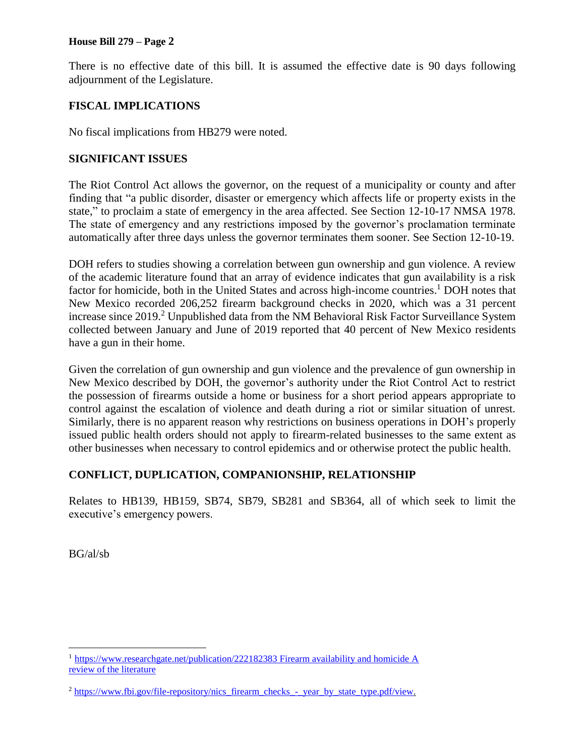There is no effective date of this bill. It is assumed the effective date is 90 days following adjournment of the Legislature.

## FISCAL IMPLICATIONS

No fiscal implications from HB279 were noted.

## SIGNIFICANT ISSUES

The Riot Control Act allows the governor, on the request of a municipality or county and after finding that "a public disorder, disaster or emergency which affects life or property exists in the state," to proclaim a state of emergency in the area affected. See Section 12-10-17 NMSA 1978. The state of emergency and any restrictions imposed by the governor's proclamation terminate automatically after three days unless the governor terminates them sooner. See Section 12-10-19.

DOH refers to studies showing a correlation between gun ownership and gun violence. A review of the academic literature found that an array of evidence indicates that gun availability is a risk factor for homicide, both in the United States and across high-income countries.[1] DOH notes that New Mexico recorded 206,252 firearm background checks in 2020, which was a 31 percent increase since 2019.[2] Unpublished data from the NM Behavioral Risk Factor Surveillance System collected between January and June of 2019 reported that 40 percent of New Mexico residents have a gun in their home.

Given the correlation of gun ownership and gun violence and the prevalence of gun ownership in New Mexico described by DOH, the governor's authority under the Riot Control Act to restrict the possession of firearms outside a home or business for a short period appears appropriate to control against the escalation of violence and death during a riot or similar situation of unrest. Similarly, there is no apparent reason why restrictions on business operations in DOH's properly issued public health orders should not apply to firearm-related businesses to the same extent as other businesses when necessary to control epidemics and or otherwise protect the public health.

## CONFLICT, DUPLICATION, COMPANIONSHIP, RELATIONSHIP

Relates to HB139, HB159, SB74, SB79, SB281 and SB364, all of which seek to limit the executive's emergency powers.

BG/al/sb

---

[1] https://www.researchgate.net/publication/222182383 Firearm availability and homicide A review of the literature

[2] https://www.fbi.gov/file-repository/nics_firearm_checks_-_year_by_state_type.pdf/view.